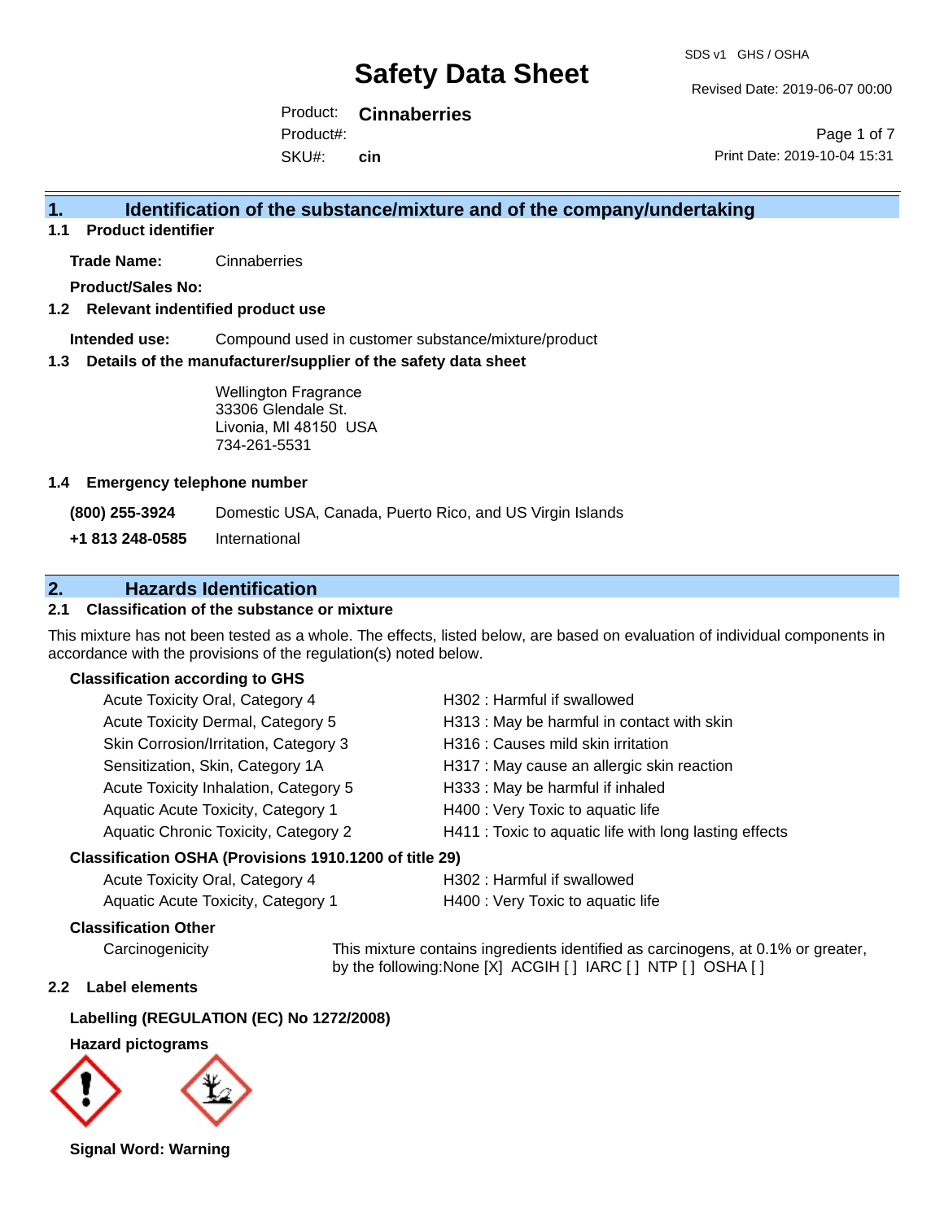# Safety Data Sheet

SDS v1 GHS / OSHA

Revised Date: 2019-06-07 00:00

Product: **Cinnaberries**

Product#:

SKU#: **cin**

Print Date: 2019-10-04 15:31

## 1. Identification of the substance/mixture and of the company/undertaking

### 1.1 Product identifier

**Trade Name:** Cinnaberries

**Product/Sales No:**

### 1.2 Relevant indentified product use

**Intended use:** Compound used in customer substance/mixture/product

### 1.3 Details of the manufacturer/supplier of the safety data sheet

Wellington Fragrance
33306 Glendale St.
Livonia, MI 48150 USA
734-261-5531

### 1.4 Emergency telephone number

**(800) 255-3924** Domestic USA, Canada, Puerto Rico, and US Virgin Islands

**+1 813 248-0585** International

## 2. Hazards Identification

### 2.1 Classification of the substance or mixture

This mixture has not been tested as a whole. The effects, listed below, are based on evaluation of individual components in accordance with the provisions of the regulation(s) noted below.

**Classification according to GHS**

| | |
|---|---|
| Acute Toxicity Oral, Category 4 | H302 : Harmful if swallowed |
| Acute Toxicity Dermal, Category 5 | H313 : May be harmful in contact with skin |
| Skin Corrosion/Irritation, Category 3 | H316 : Causes mild skin irritation |
| Sensitization, Skin, Category 1A | H317 : May cause an allergic skin reaction |
| Acute Toxicity Inhalation, Category 5 | H333 : May be harmful if inhaled |
| Aquatic Acute Toxicity, Category 1 | H400 : Very Toxic to aquatic life |
| Aquatic Chronic Toxicity, Category 2 | H411 : Toxic to aquatic life with long lasting effects |

**Classification OSHA (Provisions 1910.1200 of title 29)**

| | |
|---|---|
| Acute Toxicity Oral, Category 4 | H302 : Harmful if swallowed |
| Aquatic Acute Toxicity, Category 1 | H400 : Very Toxic to aquatic life |

**Classification Other**

Carcinogenicity: This mixture contains ingredients identified as carcinogens, at 0.1% or greater, by the following:None [X] ACGIH [ ] IARC [ ] NTP [ ] OSHA [ ]

### 2.2 Label elements

**Labelling (REGULATION (EC) No 1272/2008)**

**Hazard pictograms**

**Signal Word: Warning**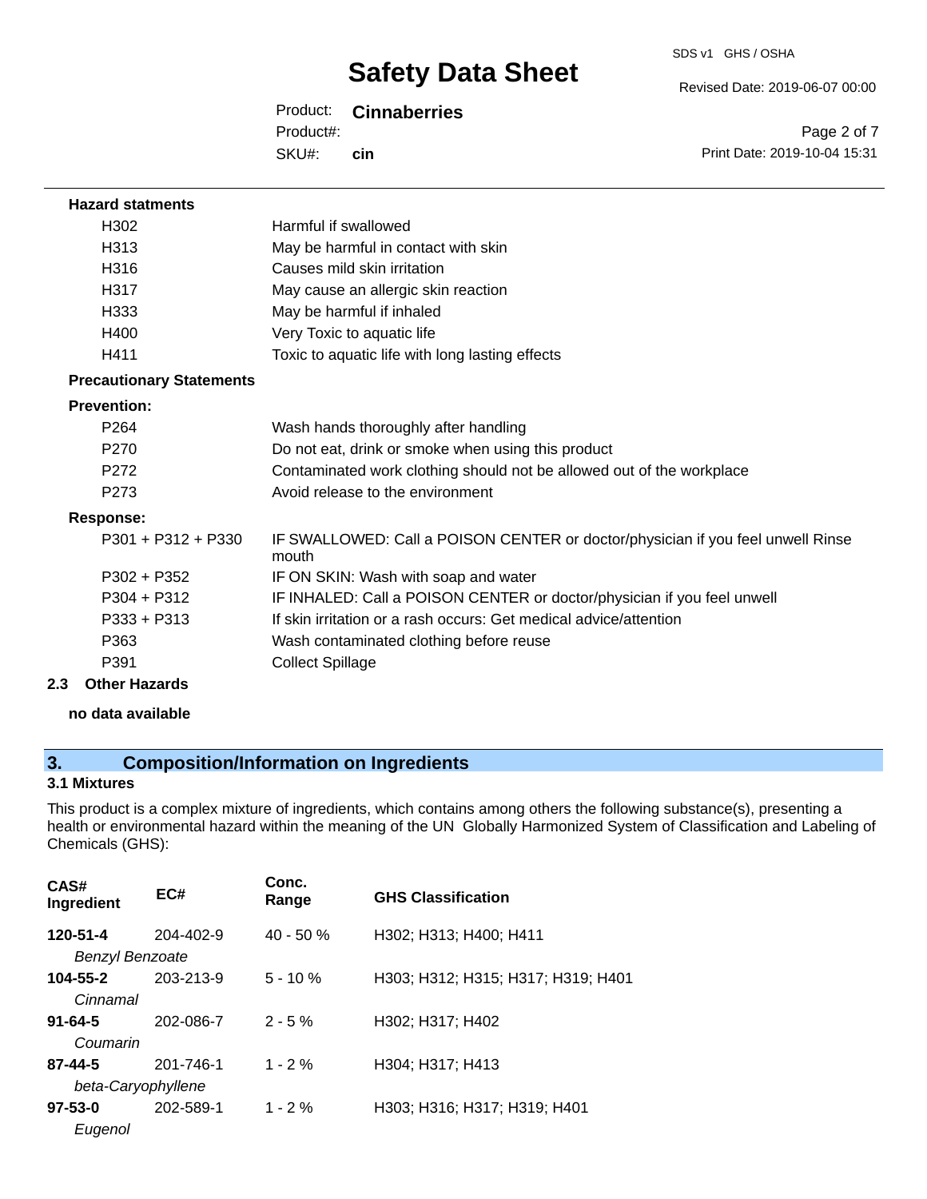**Hazard statments**

| | |
|---|---|
| H302 | Harmful if swallowed |
| H313 | May be harmful in contact with skin |
| H316 | Causes mild skin irritation |
| H317 | May cause an allergic skin reaction |
| H333 | May be harmful if inhaled |
| H400 | Very Toxic to aquatic life |
| H411 | Toxic to aquatic life with long lasting effects |

**Precautionary Statements**

**Prevention:**

| | |
|---|---|
| P264 | Wash hands thoroughly after handling |
| P270 | Do not eat, drink or smoke when using this product |
| P272 | Contaminated work clothing should not be allowed out of the workplace |
| P273 | Avoid release to the environment |

**Response:**

| | |
|---|---|
| P301 + P312 + P330 | IF SWALLOWED: Call a POISON CENTER or doctor/physician if you feel unwell Rinse mouth |
| P302 + P352 | IF ON SKIN: Wash with soap and water |
| P304 + P312 | IF INHALED: Call a POISON CENTER or doctor/physician if you feel unwell |
| P333 + P313 | If skin irritation or a rash occurs: Get medical advice/attention |
| P363 | Wash contaminated clothing before reuse |
| P391 | Collect Spillage |

**2.3 Other Hazards**

**no data available**

## 3. Composition/Information on Ingredients

### 3.1 Mixtures

This product is a complex mixture of ingredients, which contains among others the following substance(s), presenting a health or environmental hazard within the meaning of the UN Globally Harmonized System of Classification and Labeling of Chemicals (GHS):

| CAS# Ingredient | EC# | Conc. Range | GHS Classification |
|---|---|---|---|
| **120-51-4** *Benzyl Benzoate* | 204-402-9 | 40 - 50 % | H302; H313; H400; H411 |
| **104-55-2** *Cinnamal* | 203-213-9 | 5 - 10 % | H303; H312; H315; H317; H319; H401 |
| **91-64-5** *Coumarin* | 202-086-7 | 2 - 5 % | H302; H317; H402 |
| **87-44-5** *beta-Caryophyllene* | 201-746-1 | 1 - 2 % | H304; H317; H413 |
| **97-53-0** *Eugenol* | 202-589-1 | 1 - 2 % | H303; H316; H317; H319; H401 |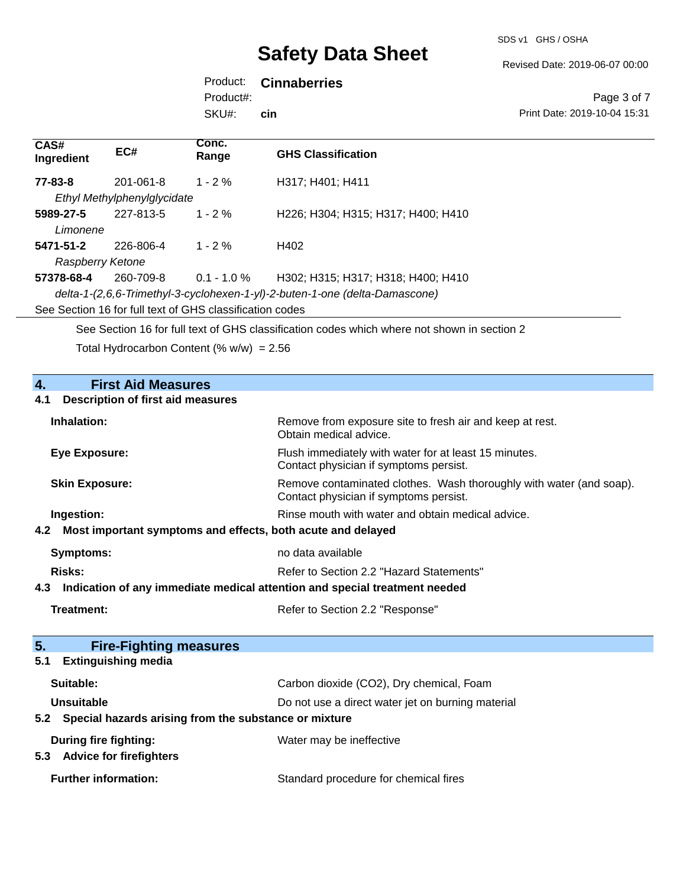| CAS# Ingredient | EC# | Conc. Range | GHS Classification |
|---|---|---|---|
| **77-83-8** | 201-061-8 | 1 - 2 % | H317; H401; H411 |
| *Ethyl Methylphenylglycidate* | | | |
| **5989-27-5** | 227-813-5 | 1 - 2 % | H226; H304; H315; H317; H400; H410 |
| *Limonene* | | | |
| **5471-51-2** | 226-806-4 | 1 - 2 % | H402 |
| *Raspberry Ketone* | | | |
| **57378-68-4** | 260-709-8 | 0.1 - 1.0 % | H302; H315; H317; H318; H400; H410 |
| *delta-1-(2,6,6-Trimethyl-3-cyclohexen-1-yl)-2-buten-1-one (delta-Damascone)* | | | |

See Section 16 for full text of GHS classification codes

See Section 16 for full text of GHS classification codes which where not shown in section 2

Total Hydrocarbon Content (% w/w) = 2.56

## 4. First Aid Measures

### 4.1 Description of first aid measures

**Inhalation:** Remove from exposure site to fresh air and keep at rest. Obtain medical advice.

**Eye Exposure:** Flush immediately with water for at least 15 minutes. Contact physician if symptoms persist.

**Skin Exposure:** Remove contaminated clothes. Wash thoroughly with water (and soap). Contact physician if symptoms persist.

**Ingestion:** Rinse mouth with water and obtain medical advice.

### 4.2 Most important symptoms and effects, both acute and delayed

**Symptoms:** no data available

**Risks:** Refer to Section 2.2 "Hazard Statements"

### 4.3 Indication of any immediate medical attention and special treatment needed

**Treatment:** Refer to Section 2.2 "Response"

## 5. Fire-Fighting measures

### 5.1 Extinguishing media

**Suitable:** Carbon dioxide ($CO_2$), Dry chemical, Foam

**Unsuitable** Do not use a direct water jet on burning material

### 5.2 Special hazards arising from the substance or mixture

**During fire fighting:** Water may be ineffective

### 5.3 Advice for firefighters

**Further information:** Standard procedure for chemical fires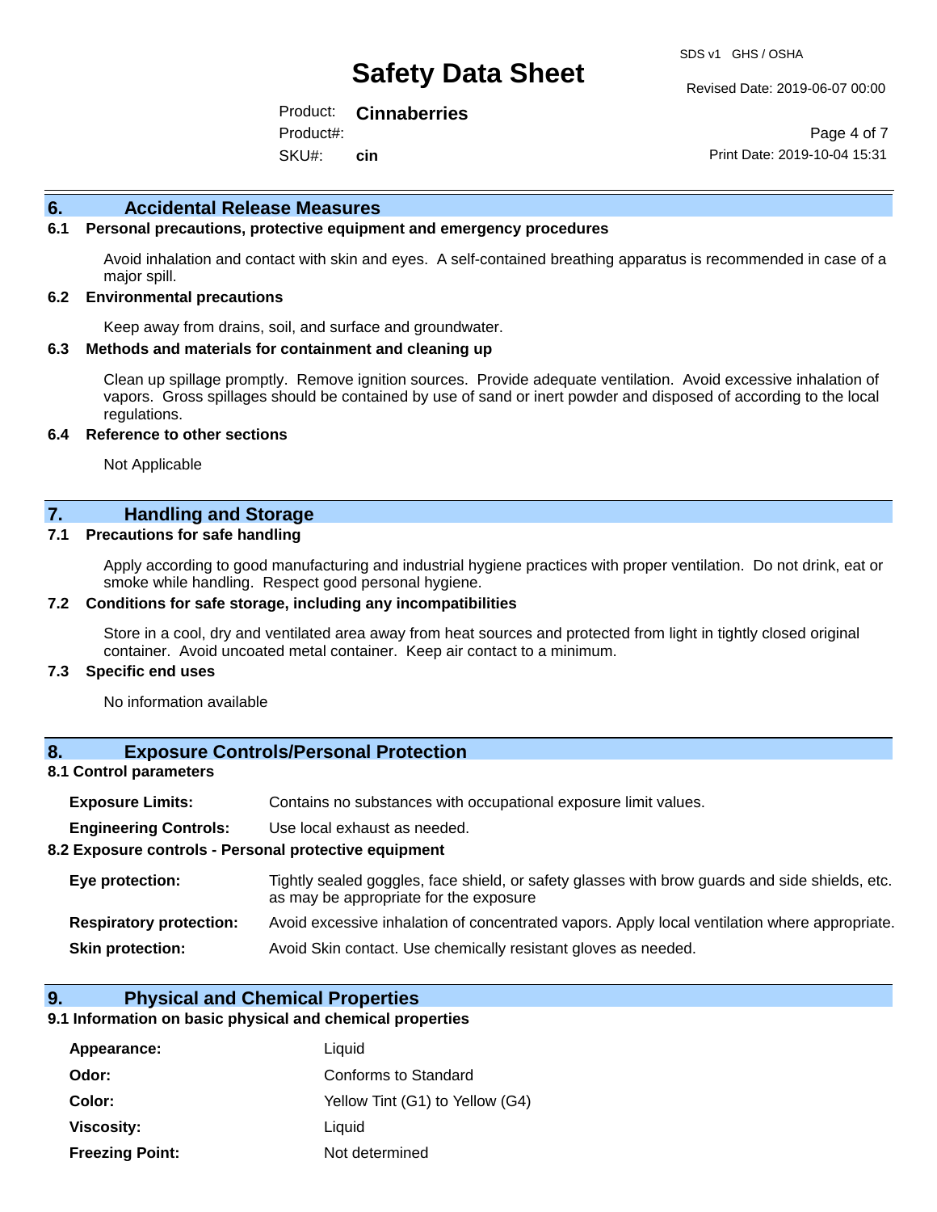## 6. Accidental Release Measures

### 6.1 Personal precautions, protective equipment and emergency procedures

Avoid inhalation and contact with skin and eyes. A self-contained breathing apparatus is recommended in case of a major spill.

### 6.2 Environmental precautions

Keep away from drains, soil, and surface and groundwater.

### 6.3 Methods and materials for containment and cleaning up

Clean up spillage promptly. Remove ignition sources. Provide adequate ventilation. Avoid excessive inhalation of vapors. Gross spillages should be contained by use of sand or inert powder and disposed of according to the local regulations.

### 6.4 Reference to other sections

Not Applicable

## 7. Handling and Storage

### 7.1 Precautions for safe handling

Apply according to good manufacturing and industrial hygiene practices with proper ventilation. Do not drink, eat or smoke while handling. Respect good personal hygiene.

### 7.2 Conditions for safe storage, including any incompatibilities

Store in a cool, dry and ventilated area away from heat sources and protected from light in tightly closed original container. Avoid uncoated metal container. Keep air contact to a minimum.

### 7.3 Specific end uses

No information available

## 8. Exposure Controls/Personal Protection

### 8.1 Control parameters

| | |
|---|---|
| **Exposure Limits:** | Contains no substances with occupational exposure limit values. |
| **Engineering Controls:** | Use local exhaust as needed. |

### 8.2 Exposure controls - Personal protective equipment

| | |
|---|---|
| **Eye protection:** | Tightly sealed goggles, face shield, or safety glasses with brow guards and side shields, etc. as may be appropriate for the exposure |
| **Respiratory protection:** | Avoid excessive inhalation of concentrated vapors. Apply local ventilation where appropriate. |
| **Skin protection:** | Avoid Skin contact. Use chemically resistant gloves as needed. |

## 9. Physical and Chemical Properties

### 9.1 Information on basic physical and chemical properties

| | |
|---|---|
| **Appearance:** | Liquid |
| **Odor:** | Conforms to Standard |
| **Color:** | Yellow Tint (G1) to Yellow (G4) |
| **Viscosity:** | Liquid |
| **Freezing Point:** | Not determined |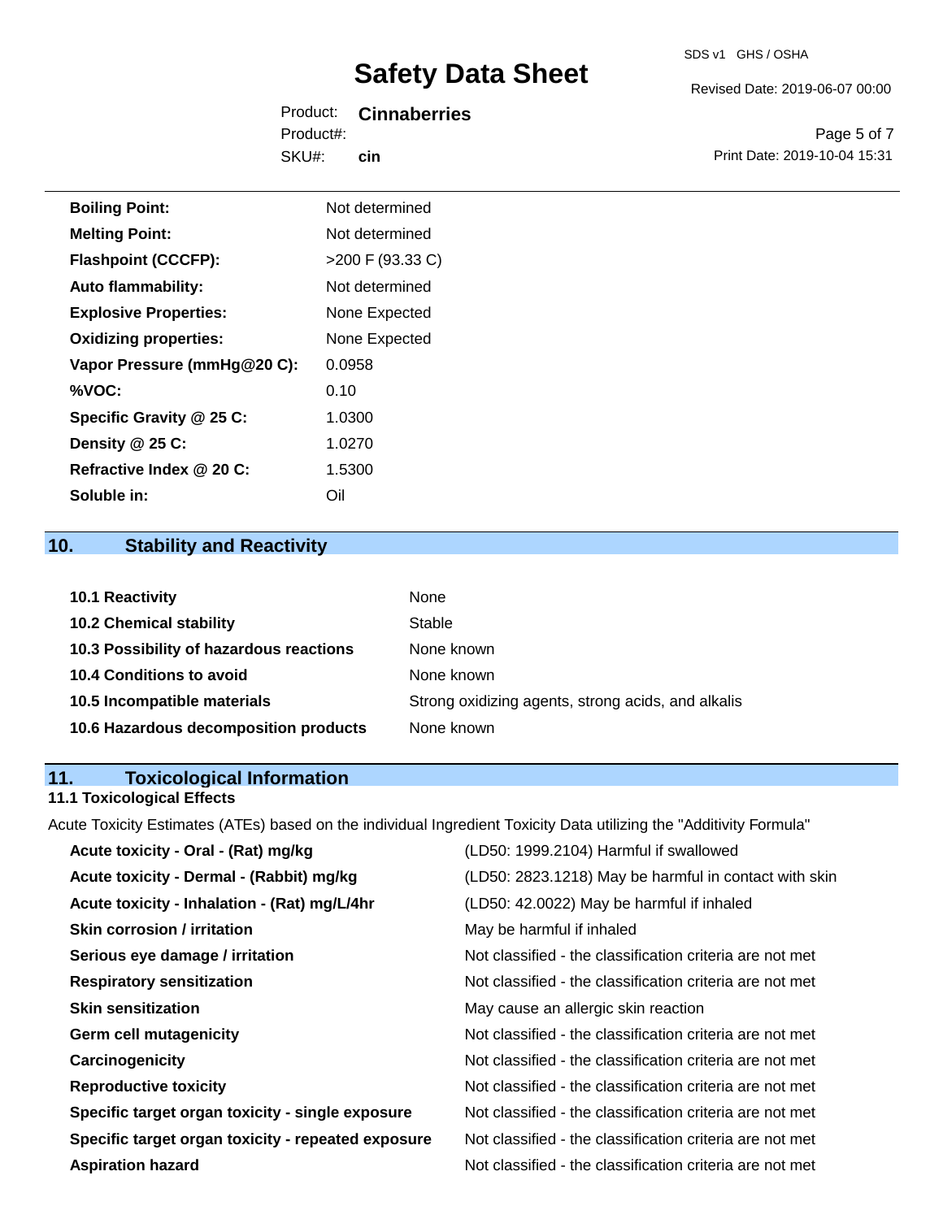| | |
|---|---|
| **Boiling Point:** | Not determined |
| **Melting Point:** | Not determined |
| **Flashpoint (CCCFP):** | >200 F (93.33 C) |
| **Auto flammability:** | Not determined |
| **Explosive Properties:** | None Expected |
| **Oxidizing properties:** | None Expected |
| **Vapor Pressure (mmHg@20 C):** | 0.0958 |
| **%VOC:** | 0.10 |
| **Specific Gravity @ 25 C:** | 1.0300 |
| **Density @ 25 C:** | 1.0270 |
| **Refractive Index @ 20 C:** | 1.5300 |
| **Soluble in:** | Oil |

## 10. Stability and Reactivity

| | |
|---|---|
| **10.1 Reactivity** | None |
| **10.2 Chemical stability** | Stable |
| **10.3 Possibility of hazardous reactions** | None known |
| **10.4 Conditions to avoid** | None known |
| **10.5 Incompatible materials** | Strong oxidizing agents, strong acids, and alkalis |
| **10.6 Hazardous decomposition products** | None known |

## 11. Toxicological Information

### 11.1 Toxicological Effects

Acute Toxicity Estimates (ATEs) based on the individual Ingredient Toxicity Data utilizing the "Additivity Formula"

| | |
|---|---|
| **Acute toxicity - Oral - (Rat) mg/kg** | (LD50: 1999.2104) Harmful if swallowed |
| **Acute toxicity - Dermal - (Rabbit) mg/kg** | (LD50: 2823.1218) May be harmful in contact with skin |
| **Acute toxicity - Inhalation - (Rat) mg/L/4hr** | (LD50: 42.0022) May be harmful if inhaled |
| **Skin corrosion / irritation** | May be harmful if inhaled |
| **Serious eye damage / irritation** | Not classified - the classification criteria are not met |
| **Respiratory sensitization** | Not classified - the classification criteria are not met |
| **Skin sensitization** | May cause an allergic skin reaction |
| **Germ cell mutagenicity** | Not classified - the classification criteria are not met |
| **Carcinogenicity** | Not classified - the classification criteria are not met |
| **Reproductive toxicity** | Not classified - the classification criteria are not met |
| **Specific target organ toxicity - single exposure** | Not classified - the classification criteria are not met |
| **Specific target organ toxicity - repeated exposure** | Not classified - the classification criteria are not met |
| **Aspiration hazard** | Not classified - the classification criteria are not met |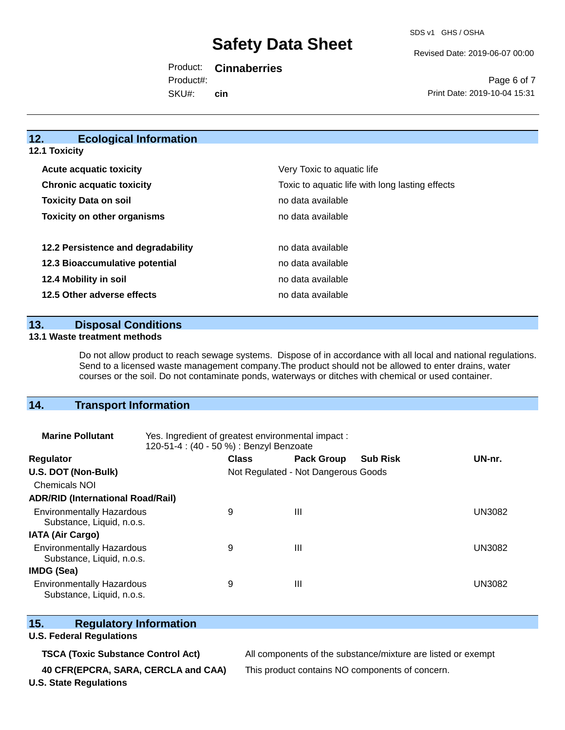## 12. Ecological Information

### 12.1 Toxicity

| | |
|---|---|
| **Acute acquatic toxicity** | Very Toxic to aquatic life |
| **Chronic acquatic toxicity** | Toxic to aquatic life with long lasting effects |
| **Toxicity Data on soil** | no data available |
| **Toxicity on other organisms** | no data available |
| **12.2 Persistence and degradability** | no data available |
| **12.3 Bioaccumulative potential** | no data available |
| **12.4 Mobility in soil** | no data available |
| **12.5 Other adverse effects** | no data available |

## 13. Disposal Conditions

### 13.1 Waste treatment methods

Do not allow product to reach sewage systems. Dispose of in accordance with all local and national regulations. Send to a licensed waste management company.The product should not be allowed to enter drains, water courses or the soil. Do not contaminate ponds, waterways or ditches with chemical or used container.

## 14. Transport Information

**Marine Pollutant** Yes. Ingredient of greatest environmental impact : 120-51-4 : (40 - 50 %) : Benzyl Benzoate

| Regulator | Class | Pack Group | Sub Risk | UN-nr. |
|---|---|---|---|---|
| **U.S. DOT (Non-Bulk)** | Not Regulated - Not Dangerous Goods | | | |
| Chemicals NOI | | | | |
| **ADR/RID (International Road/Rail)** | | | | |
| Environmentally Hazardous Substance, Liquid, n.o.s. | 9 | III | | UN3082 |
| **IATA (Air Cargo)** | | | | |
| Environmentally Hazardous Substance, Liquid, n.o.s. | 9 | III | | UN3082 |
| **IMDG (Sea)** | | | | |
| Environmentally Hazardous Substance, Liquid, n.o.s. | 9 | III | | UN3082 |

## 15. Regulatory Information

### U.S. Federal Regulations

| | |
|---|---|
| **TSCA (Toxic Substance Control Act)** | All components of the substance/mixture are listed or exempt |
| **40 CFR(EPCRA, SARA, CERCLA and CAA)** | This product contains NO components of concern. |

### U.S. State Regulations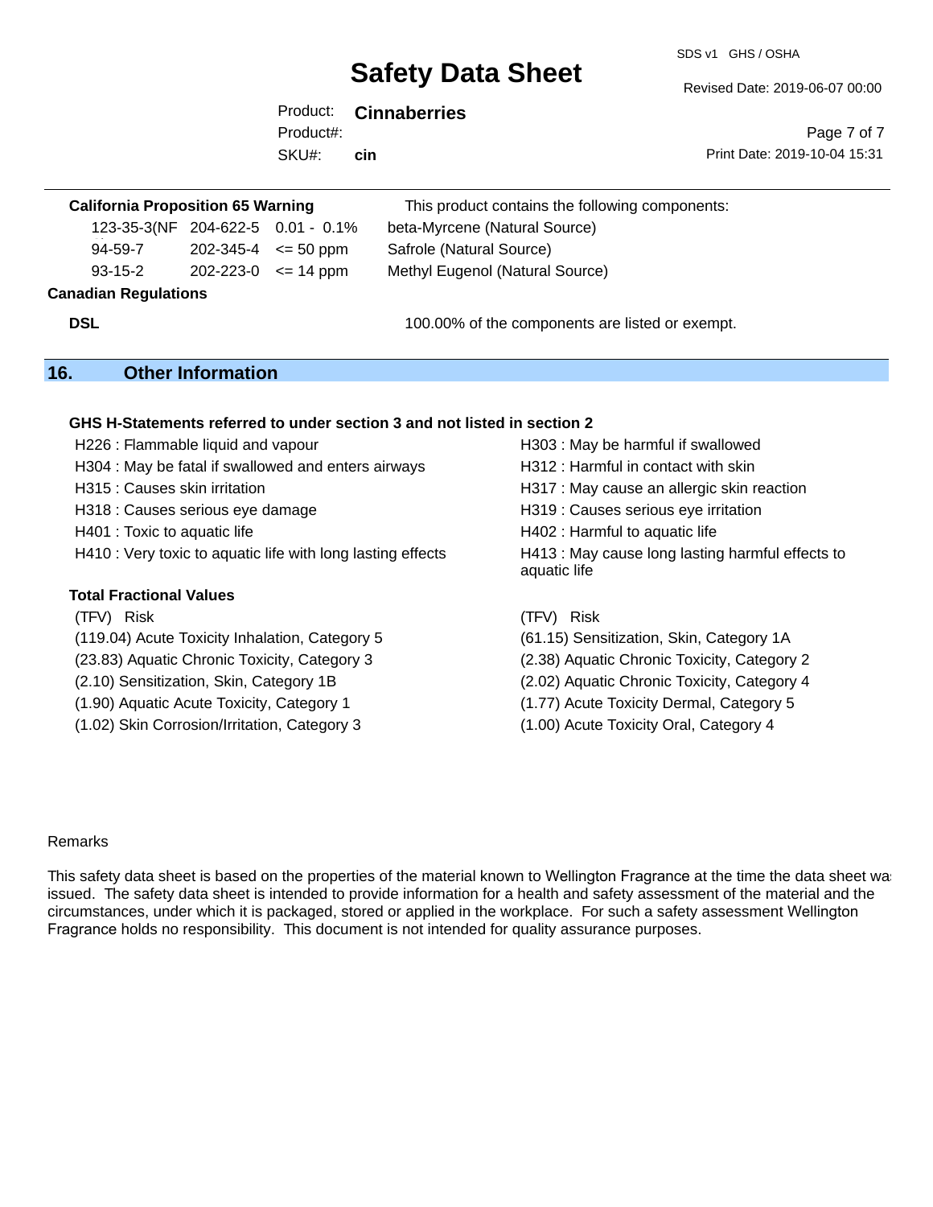**California Proposition 65 Warning** — This product contains the following components:

| | | | |
|---|---|---|---|
| 123-35-3(NF | 204-622-5 | 0.01 - 0.1% | beta-Myrcene (Natural Source) |
| 94-59-7 | 202-345-4 | <= 50 ppm | Safrole (Natural Source) |
| 93-15-2 | 202-223-0 | <= 14 ppm | Methyl Eugenol (Natural Source) |

**Canadian Regulations**

**DSL** — 100.00% of the components are listed or exempt.

## 16. Other Information

**GHS H-Statements referred to under section 3 and not listed in section 2**

- H226 : Flammable liquid and vapour
- H303 : May be harmful if swallowed
- H304 : May be fatal if swallowed and enters airways
- H312 : Harmful in contact with skin
- H315 : Causes skin irritation
- H317 : May cause an allergic skin reaction
- H318 : Causes serious eye damage
- H319 : Causes serious eye irritation
- H401 : Toxic to aquatic life
- H402 : Harmful to aquatic life
- H410 : Very toxic to aquatic life with long lasting effects
- H413 : May cause long lasting harmful effects to aquatic life

**Total Fractional Values**

| (TFV) Risk | (TFV) Risk |
|---|---|
| (119.04) Acute Toxicity Inhalation, Category 5 | (61.15) Sensitization, Skin, Category 1A |
| (23.83) Aquatic Chronic Toxicity, Category 3 | (2.38) Aquatic Chronic Toxicity, Category 2 |
| (2.10) Sensitization, Skin, Category 1B | (2.02) Aquatic Chronic Toxicity, Category 4 |
| (1.90) Aquatic Acute Toxicity, Category 1 | (1.77) Acute Toxicity Dermal, Category 5 |
| (1.02) Skin Corrosion/Irritation, Category 3 | (1.00) Acute Toxicity Oral, Category 4 |

Remarks

This safety data sheet is based on the properties of the material known to Wellington Fragrance at the time the data sheet was issued. The safety data sheet is intended to provide information for a health and safety assessment of the material and the circumstances, under which it is packaged, stored or applied in the workplace. For such a safety assessment Wellington Fragrance holds no responsibility. This document is not intended for quality assurance purposes.